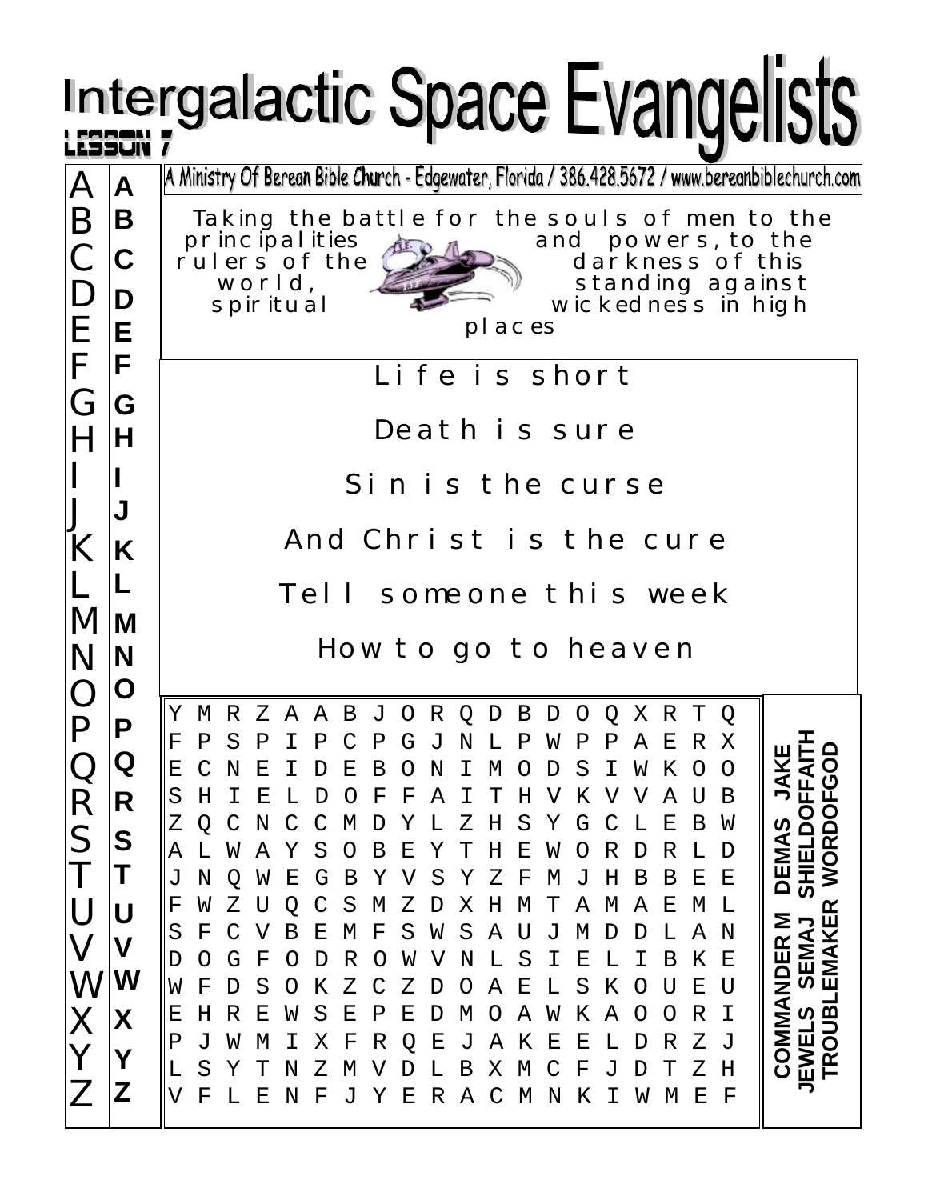# Intergalactic Space Evangelists

LESSON 7

A Ministry Of Berean Bible Church - Edgewater, Florida / 386.428.5672 / www.bereanbiblechurch.com

Taking the battle for the souls of men to the principalities and powers, to the rulers of the darkness of this world, standing against spiritual wickedness in high places

Life is short

Death is sure

Sin is the curse

And Christ is the cure

Tell someone this week

How to go to heaven

A B C D E F G H I J K L M N O P Q R S T U V W X Y Z

A B C D E F G H I J K L M N O P Q R S T U V W X Y Z

```
Y M R Z A A B J O R Q D B D O Q X R T Q
F P S P I P C P G J N L P W P P A E R X
E C N E I D E B O N I M O D S I W K O O
S H I E L D O F F A I T H V K V V A U B
Z Q C N C C M D Y L Z H S Y G C L E B W
A L W A Y S O B E Y T H E W O R D R L D
J N Q W E G B Y V S Y Z F M J H B B E E
F W Z U Q C S M Z D X H M T A M A E M L
S F C V B E M F S W S A U J M D D L A N
D O G F O D R O W V N L S I E L I B K E
W F D S O K Z C Z D O A E L S K O U E U
E H R E W S E P E D M O A W K A O O R I
P J W M I X F R Q E J A K E E L D R Z J
L S Y T N Z M V D L B X M C F J D T Z H
V F L E N F J Y E R A C M N K I W M E F
```

COMMANDER M DEMAS JAKE
JEWELS SEMAJ SHIELDOFFAITH
TROUBLEMAKER WORDOFGOD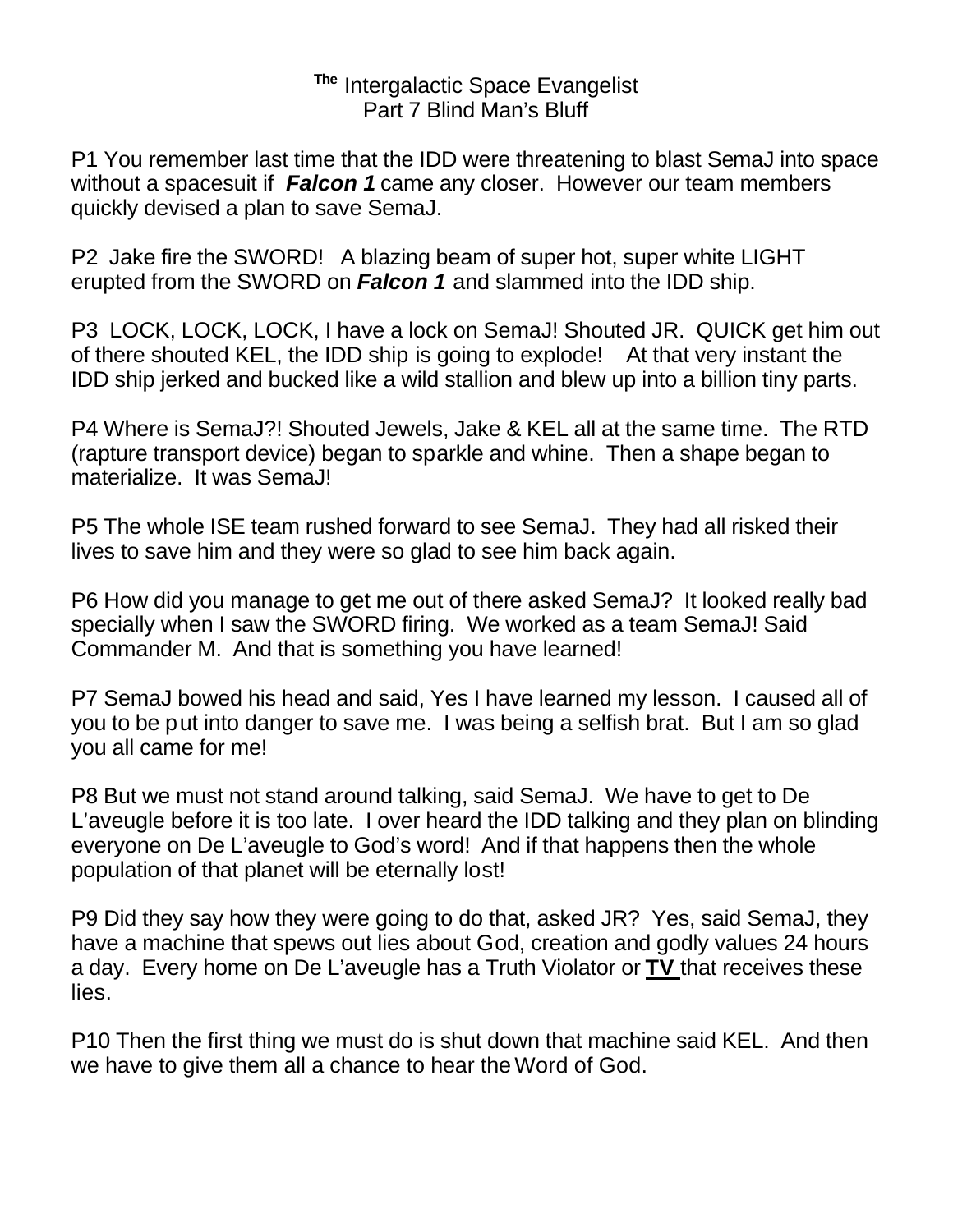**The** Intergalactic Space Evangelist
Part 7 Blind Man's Bluff

P1 You remember last time that the IDD were threatening to blast SemaJ into space without a spacesuit if ***Falcon 1*** came any closer. However our team members quickly devised a plan to save SemaJ.

P2 Jake fire the SWORD! A blazing beam of super hot, super white LIGHT erupted from the SWORD on ***Falcon 1*** and slammed into the IDD ship.

P3 LOCK, LOCK, LOCK, I have a lock on SemaJ! Shouted JR. QUICK get him out of there shouted KEL, the IDD ship is going to explode! At that very instant the IDD ship jerked and bucked like a wild stallion and blew up into a billion tiny parts.

P4 Where is SemaJ?! Shouted Jewels, Jake & KEL all at the same time. The RTD (rapture transport device) began to sparkle and whine. Then a shape began to materialize. It was SemaJ!

P5 The whole ISE team rushed forward to see SemaJ. They had all risked their lives to save him and they were so glad to see him back again.

P6 How did you manage to get me out of there asked SemaJ? It looked really bad specially when I saw the SWORD firing. We worked as a team SemaJ! Said Commander M. And that is something you have learned!

P7 SemaJ bowed his head and said, Yes I have learned my lesson. I caused all of you to be put into danger to save me. I was being a selfish brat. But I am so glad you all came for me!

P8 But we must not stand around talking, said SemaJ. We have to get to De L'aveugle before it is too late. I over heard the IDD talking and they plan on blinding everyone on De L'aveugle to God's word! And if that happens then the whole population of that planet will be eternally lost!

P9 Did they say how they were going to do that, asked JR? Yes, said SemaJ, they have a machine that spews out lies about God, creation and godly values 24 hours a day. Every home on De L'aveugle has a Truth Violator or **TV** that receives these lies.

P10 Then the first thing we must do is shut down that machine said KEL. And then we have to give them all a chance to hear the Word of God.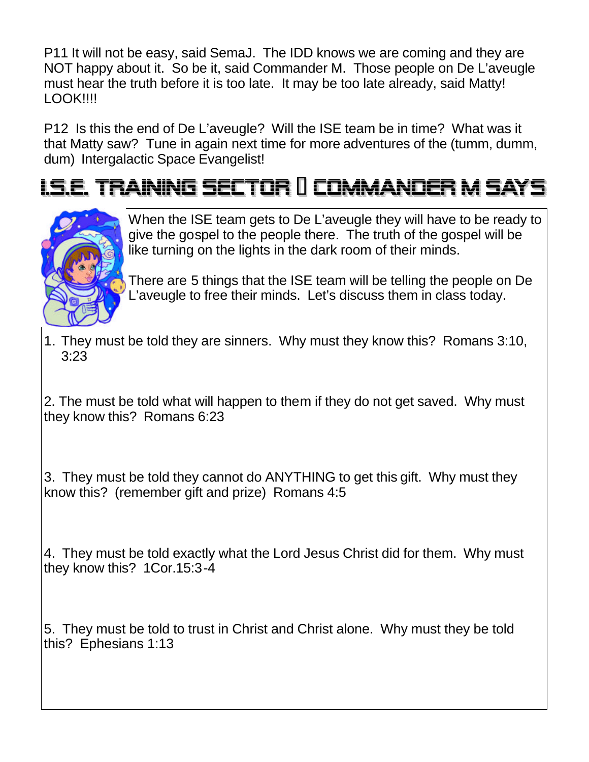P11 It will not be easy, said SemaJ. The IDD knows we are coming and they are NOT happy about it. So be it, said Commander M. Those people on De L'aveugle must hear the truth before it is too late. It may be too late already, said Matty! LOOK!!!!

P12 Is this the end of De L'aveugle? Will the ISE team be in time? What was it that Matty saw? Tune in again next time for more adventures of the (tumm, dumm, dum) Intergalactic Space Evangelist!

# I.S.E. TRAINING SECTOR  COMMANDER M SAYS

When the ISE team gets to De L'aveugle they will have to be ready to give the gospel to the people there. The truth of the gospel will be like turning on the lights in the dark room of their minds.

There are 5 things that the ISE team will be telling the people on De L'aveugle to free their minds. Let's discuss them in class today.

1. They must be told they are sinners. Why must they know this? Romans 3:10, 3:23

2. The must be told what will happen to them if they do not get saved. Why must they know this? Romans 6:23

3. They must be told they cannot do ANYTHING to get this gift. Why must they know this? (remember gift and prize) Romans 4:5

4. They must be told exactly what the Lord Jesus Christ did for them. Why must they know this? 1Cor.15:3-4

5. They must be told to trust in Christ and Christ alone. Why must they be told this? Ephesians 1:13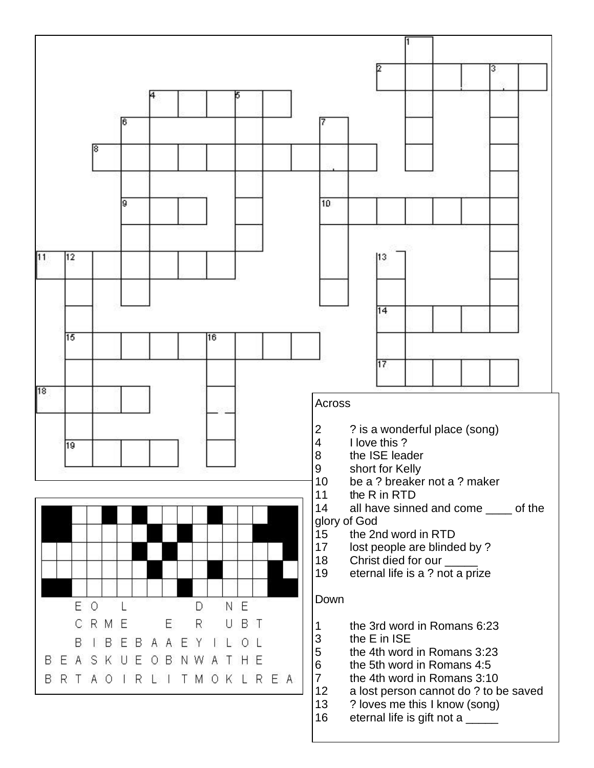**Across**

2 ? is a wonderful place (song)
4 I love this ?
8 the ISE leader
9 short for Kelly
10 be a ? breaker not a ? maker
11 the R in RTD
14 all have sinned and come ____ of the glory of God
15 the 2nd word in RTD
17 lost people are blinded by ?
18 Christ died for our _____
19 eternal life is a ? not a prize

**Down**

1 the 3rd word in Romans 6:23
3 the E in ISE
5 the 4th word in Romans 3:23
6 the 5th word in Romans 4:5
7 the 4th word in Romans 3:10
12 a lost person cannot do ? to be saved
13 ? loves me this I know (song)
16 eternal life is gift not a _____

E O L D N E
C R M E E R U B T
B I B E B A A E Y I L O L
B E A S K U E O B N W A T H E
B R T A O I R L I T M O K L R E A